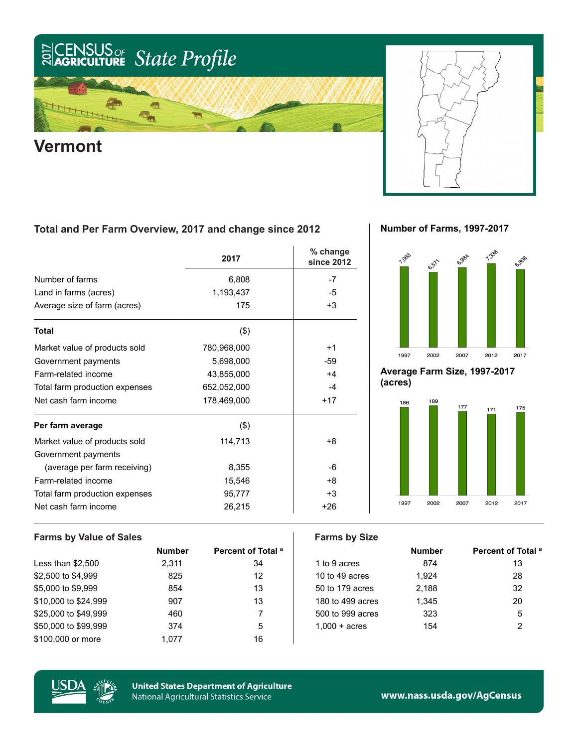# 2017 CENSUS OF AGRICULTURE State Profile

## Vermont

### Total and Per Farm Overview, 2017 and change since 2012

| | 2017 | % change since 2012 |
|---|---|---|
| Number of farms | 6,808 | -7 |
| Land in farms (acres) | 1,193,437 | -5 |
| Average size of farm (acres) | 175 | +3 |
| **Total** | ($) | |
| Market value of products sold | 780,968,000 | +1 |
| Government payments | 5,698,000 | -59 |
| Farm-related income | 43,855,000 | +4 |
| Total farm production expenses | 652,052,000 | -4 |
| Net cash farm income | 178,469,000 | +17 |
| **Per farm average** | ($) | |
| Market value of products sold | 114,713 | +8 |
| Government payments (average per farm receiving) | 8,355 | -6 |
| Farm-related income | 15,546 | +8 |
| Total farm production expenses | 95,777 | +3 |
| Net cash farm income | 26,215 | +26 |

### Number of Farms, 1997-2017

| Year | Number of Farms |
|---|---|
| 1997 | 7,063 |
| 2002 | 6,571 |
| 2007 | 6,984 |
| 2012 | 7,338 |
| 2017 | 6,808 |

### Average Farm Size, 1997-2017 (acres)

| Year | Acres |
|---|---|
| 1997 | 186 |
| 2002 | 189 |
| 2007 | 177 |
| 2012 | 171 |
| 2017 | 175 |

### Farms by Value of Sales

| | Number | Percent of Total [a] |
|---|---|---|
| Less than $2,500 | 2,311 | 34 |
| $2,500 to $4,999 | 825 | 12 |
| $5,000 to $9,999 | 854 | 13 |
| $10,000 to $24,999 | 907 | 13 |
| $25,000 to $49,999 | 460 | 7 |
| $50,000 to $99,999 | 374 | 5 |
| $100,000 or more | 1,077 | 16 |

### Farms by Size

| | Number | Percent of Total [a] |
|---|---|---|
| 1 to 9 acres | 874 | 13 |
| 10 to 49 acres | 1,924 | 28 |
| 50 to 179 acres | 2,188 | 32 |
| 180 to 499 acres | 1,345 | 20 |
| 500 to 999 acres | 323 | 5 |
| 1,000 + acres | 154 | 2 |

United States Department of Agriculture
National Agricultural Statistics Service

www.nass.usda.gov/AgCensus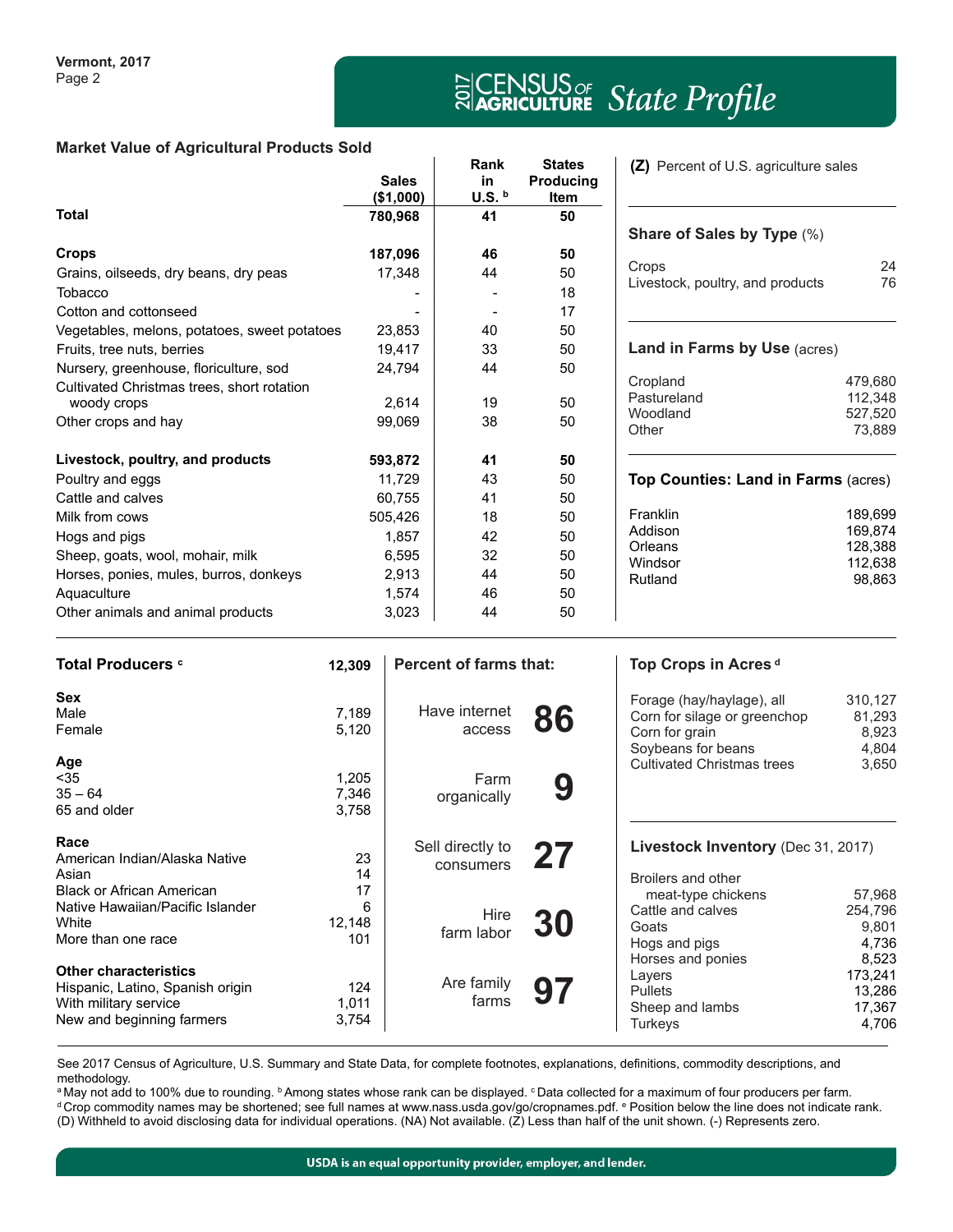Vermont, 2017

2017 CENSUS OF AGRICULTURE State Profile

## Market Value of Agricultural Products Sold

| | Sales ($1,000) | Rank in U.S. [b] | States Producing Item |
|---|---|---|---|
| **Total** | **780,968** | **41** | **50** |
| **Crops** | **187,096** | **46** | **50** |
| Grains, oilseeds, dry beans, dry peas | 17,348 | 44 | 50 |
| Tobacco | - | - | 18 |
| Cotton and cottonseed | - | - | 17 |
| Vegetables, melons, potatoes, sweet potatoes | 23,853 | 40 | 50 |
| Fruits, tree nuts, berries | 19,417 | 33 | 50 |
| Nursery, greenhouse, floriculture, sod | 24,794 | 44 | 50 |
| Cultivated Christmas trees, short rotation woody crops | 2,614 | 19 | 50 |
| Other crops and hay | 99,069 | 38 | 50 |
| **Livestock, poultry, and products** | **593,872** | **41** | **50** |
| Poultry and eggs | 11,729 | 43 | 50 |
| Cattle and calves | 60,755 | 41 | 50 |
| Milk from cows | 505,426 | 18 | 50 |
| Hogs and pigs | 1,857 | 42 | 50 |
| Sheep, goats, wool, mohair, milk | 6,595 | 32 | 50 |
| Horses, ponies, mules, burros, donkeys | 2,913 | 44 | 50 |
| Aquaculture | 1,574 | 46 | 50 |
| Other animals and animal products | 3,023 | 44 | 50 |

**(Z)** Percent of U.S. agriculture sales

### Share of Sales by Type (%)

| | |
|---|---|
| Crops | 24 |
| Livestock, poultry, and products | 76 |

### Land in Farms by Use (acres)

| | |
|---|---|
| Cropland | 479,680 |
| Pastureland | 112,348 |
| Woodland | 527,520 |
| Other | 73,889 |

### Top Counties: Land in Farms (acres)

| | |
|---|---|
| Franklin | 189,699 |
| Addison | 169,874 |
| Orleans | 128,388 |
| Windsor | 112,638 |
| Rutland | 98,863 |

## Total Producers [c] 12,309

| | |
|---|---|
| **Sex** | |
| Male | 7,189 |
| Female | 5,120 |
| **Age** | |
| <35 | 1,205 |
| 35 – 64 | 7,346 |
| 65 and older | 3,758 |
| **Race** | |
| American Indian/Alaska Native | 23 |
| Asian | 14 |
| Black or African American | 17 |
| Native Hawaiian/Pacific Islander | 6 |
| White | 12,148 |
| More than one race | 101 |
| **Other characteristics** | |
| Hispanic, Latino, Spanish origin | 124 |
| With military service | 1,011 |
| New and beginning farmers | 3,754 |

### Percent of farms that:

| | |
|---|---|
| Have internet access | 86 |
| Farm organically | 9 |
| Sell directly to consumers | 27 |
| Hire farm labor | 30 |
| Are family farms | 97 |

### Top Crops in Acres [d]

| | |
|---|---|
| Forage (hay/haylage), all | 310,127 |
| Corn for silage or greenchop | 81,293 |
| Corn for grain | 8,923 |
| Soybeans for beans | 4,804 |
| Cultivated Christmas trees | 3,650 |

### Livestock Inventory (Dec 31, 2017)

| | |
|---|---|
| Broilers and other meat-type chickens | 57,968 |
| Cattle and calves | 254,796 |
| Goats | 9,801 |
| Hogs and pigs | 4,736 |
| Horses and ponies | 8,523 |
| Layers | 173,241 |
| Pullets | 13,286 |
| Sheep and lambs | 17,367 |
| Turkeys | 4,706 |

See 2017 Census of Agriculture, U.S. Summary and State Data, for complete footnotes, explanations, definitions, commodity descriptions, and methodology.

[a] May not add to 100% due to rounding. [b] Among states whose rank can be displayed. [c] Data collected for a maximum of four producers per farm.
[d] Crop commodity names may be shortened; see full names at www.nass.usda.gov/go/cropnames.pdf. [e] Position below the line does not indicate rank.
(D) Withheld to avoid disclosing data for individual operations. (NA) Not available. (Z) Less than half of the unit shown. (-) Represents zero.

USDA is an equal opportunity provider, employer, and lender.